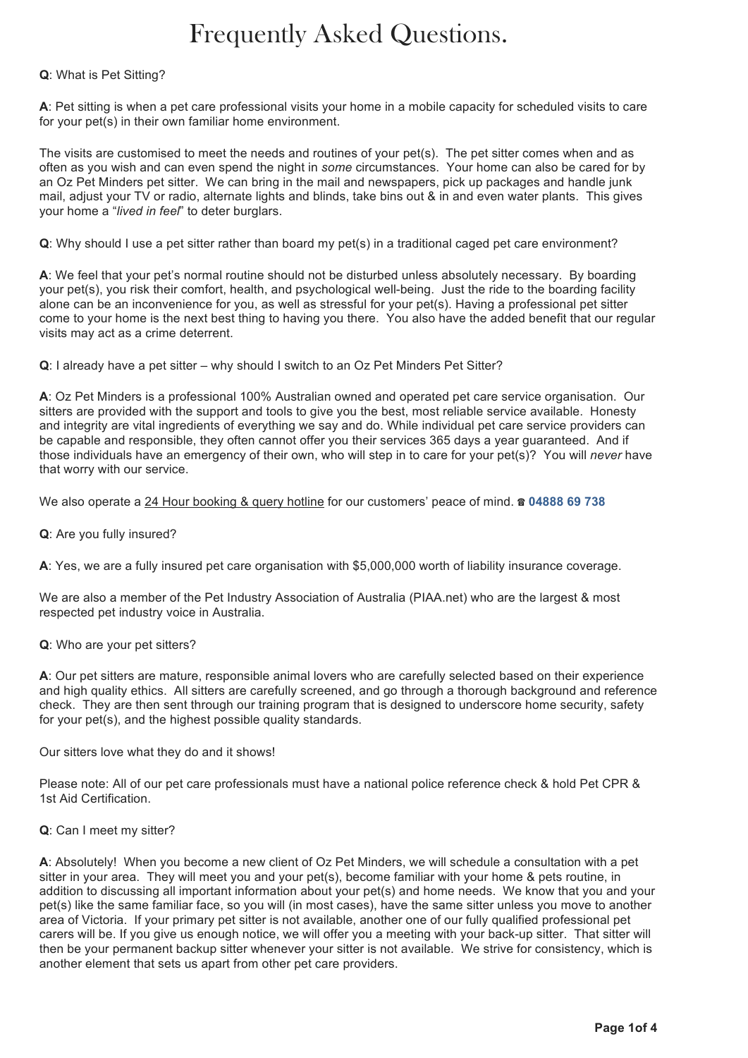# Frequently Asked Questions.

**Q**: What is Pet Sitting?

**A**: Pet sitting is when a pet care professional visits your home in a mobile capacity for scheduled visits to care for your pet(s) in their own familiar home environment.

The visits are customised to meet the needs and routines of your pet(s). The pet sitter comes when and as often as you wish and can even spend the night in *some* circumstances. Your home can also be cared for by an Oz Pet Minders pet sitter. We can bring in the mail and newspapers, pick up packages and handle junk mail, adjust your TV or radio, alternate lights and blinds, take bins out & in and even water plants. This gives your home a "*lived in feel*" to deter burglars.

**Q**: Why should I use a pet sitter rather than board my pet(s) in a traditional caged pet care environment?

**A**: We feel that your pet's normal routine should not be disturbed unless absolutely necessary. By boarding your pet(s), you risk their comfort, health, and psychological well-being. Just the ride to the boarding facility alone can be an inconvenience for you, as well as stressful for your pet(s). Having a professional pet sitter come to your home is the next best thing to having you there. You also have the added benefit that our regular visits may act as a crime deterrent.

**Q**: I already have a pet sitter – why should I switch to an Oz Pet Minders Pet Sitter?

**A**: Oz Pet Minders is a professional 100% Australian owned and operated pet care service organisation. Our sitters are provided with the support and tools to give you the best, most reliable service available. Honesty and integrity are vital ingredients of everything we say and do. While individual pet care service providers can be capable and responsible, they often cannot offer you their services 365 days a year guaranteed. And if those individuals have an emergency of their own, who will step in to care for your pet(s)? You will *never* have that worry with our service.

We also operate a 24 Hour booking & query hotline for our customers' peace of mind. ☎ **04888 69 738**

**Q**: Are you fully insured?

**A**: Yes, we are a fully insured pet care organisation with $5,000,000 worth of liability insurance coverage.

We are also a member of the Pet Industry Association of Australia (PIAA.net) who are the largest & most respected pet industry voice in Australia.

**Q**: Who are your pet sitters?

**A**: Our pet sitters are mature, responsible animal lovers who are carefully selected based on their experience and high quality ethics. All sitters are carefully screened, and go through a thorough background and reference check. They are then sent through our training program that is designed to underscore home security, safety for your pet(s), and the highest possible quality standards.

Our sitters love what they do and it shows!

Please note: All of our pet care professionals must have a national police reference check & hold Pet CPR & 1st Aid Certification.

**Q**: Can I meet my sitter?

**A**: Absolutely! When you become a new client of Oz Pet Minders, we will schedule a consultation with a pet sitter in your area. They will meet you and your pet(s), become familiar with your home & pets routine, in addition to discussing all important information about your pet(s) and home needs. We know that you and your pet(s) like the same familiar face, so you will (in most cases), have the same sitter unless you move to another area of Victoria. If your primary pet sitter is not available, another one of our fully qualified professional pet carers will be. If you give us enough notice, we will offer you a meeting with your back-up sitter. That sitter will then be your permanent backup sitter whenever your sitter is not available. We strive for consistency, which is another element that sets us apart from other pet care providers.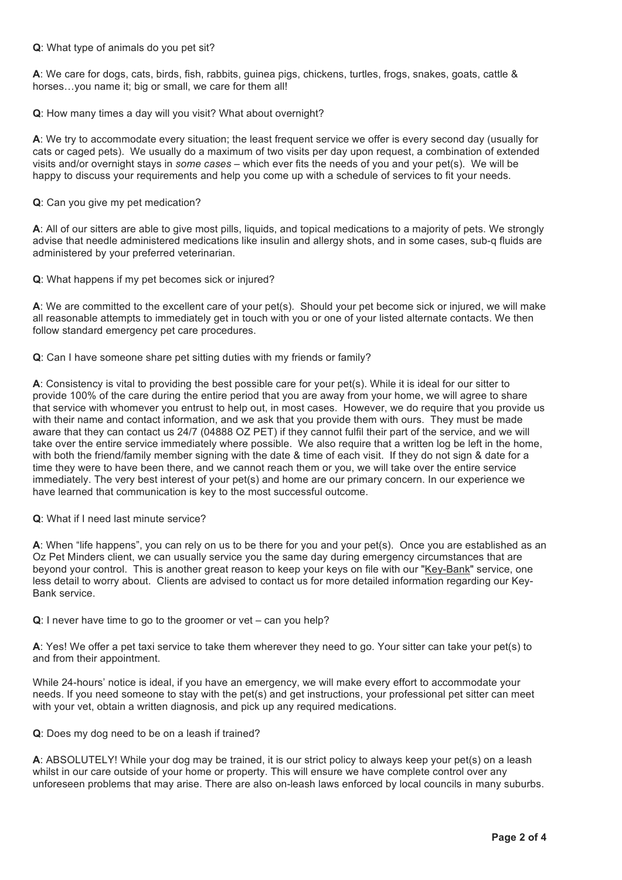**Q**: What type of animals do you pet sit?

**A**: We care for dogs, cats, birds, fish, rabbits, guinea pigs, chickens, turtles, frogs, snakes, goats, cattle & horses…you name it; big or small, we care for them all!

**Q**: How many times a day will you visit? What about overnight?

**A**: We try to accommodate every situation; the least frequent service we offer is every second day (usually for cats or caged pets). We usually do a maximum of two visits per day upon request, a combination of extended visits and/or overnight stays in *some cases* – which ever fits the needs of you and your pet(s). We will be happy to discuss your requirements and help you come up with a schedule of services to fit your needs.

**Q**: Can you give my pet medication?

**A**: All of our sitters are able to give most pills, liquids, and topical medications to a majority of pets. We strongly advise that needle administered medications like insulin and allergy shots, and in some cases, sub-q fluids are administered by your preferred veterinarian.

**Q**: What happens if my pet becomes sick or injured?

**A**: We are committed to the excellent care of your pet(s). Should your pet become sick or injured, we will make all reasonable attempts to immediately get in touch with you or one of your listed alternate contacts. We then follow standard emergency pet care procedures.

**Q**: Can I have someone share pet sitting duties with my friends or family?

**A**: Consistency is vital to providing the best possible care for your pet(s). While it is ideal for our sitter to provide 100% of the care during the entire period that you are away from your home, we will agree to share that service with whomever you entrust to help out, in most cases. However, we do require that you provide us with their name and contact information, and we ask that you provide them with ours. They must be made aware that they can contact us 24/7 (04888 OZ PET) if they cannot fulfil their part of the service, and we will take over the entire service immediately where possible. We also require that a written log be left in the home, with both the friend/family member signing with the date & time of each visit. If they do not sign & date for a time they were to have been there, and we cannot reach them or you, we will take over the entire service immediately. The very best interest of your pet(s) and home are our primary concern. In our experience we have learned that communication is key to the most successful outcome.

**Q**: What if I need last minute service?

**A**: When "life happens", you can rely on us to be there for you and your pet(s). Once you are established as an Oz Pet Minders client, we can usually service you the same day during emergency circumstances that are beyond your control. This is another great reason to keep your keys on file with our "Key-Bank" service, one less detail to worry about. Clients are advised to contact us for more detailed information regarding our Key-Bank service.

**Q**: I never have time to go to the groomer or vet – can you help?

**A**: Yes! We offer a pet taxi service to take them wherever they need to go. Your sitter can take your pet(s) to and from their appointment.

While 24-hours' notice is ideal, if you have an emergency, we will make every effort to accommodate your needs. If you need someone to stay with the pet(s) and get instructions, your professional pet sitter can meet with your vet, obtain a written diagnosis, and pick up any required medications.

**Q**: Does my dog need to be on a leash if trained?

**A**: ABSOLUTELY! While your dog may be trained, it is our strict policy to always keep your pet(s) on a leash whilst in our care outside of your home or property. This will ensure we have complete control over any unforeseen problems that may arise. There are also on-leash laws enforced by local councils in many suburbs.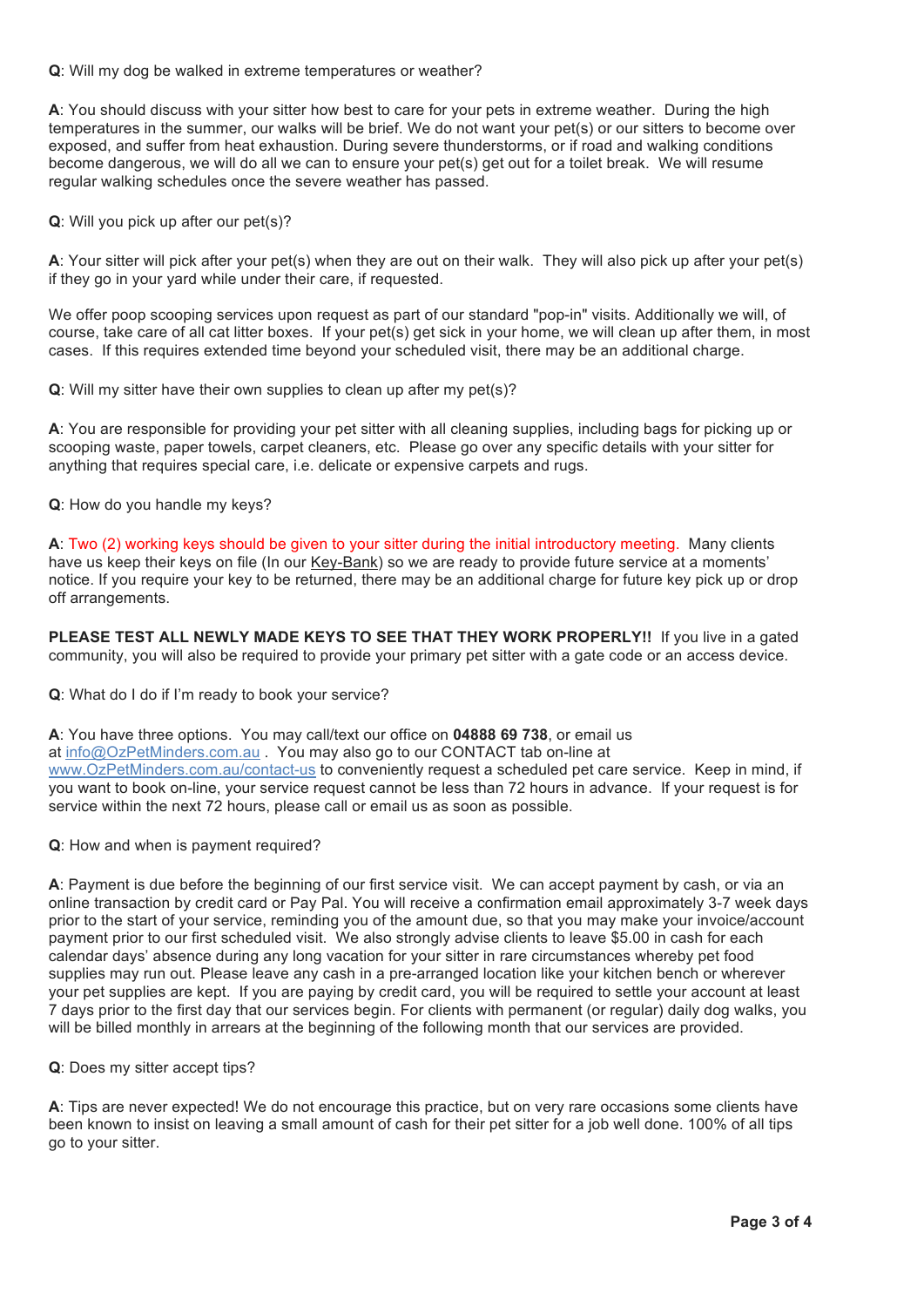**Q**: Will my dog be walked in extreme temperatures or weather?

**A**: You should discuss with your sitter how best to care for your pets in extreme weather. During the high temperatures in the summer, our walks will be brief. We do not want your pet(s) or our sitters to become over exposed, and suffer from heat exhaustion. During severe thunderstorms, or if road and walking conditions become dangerous, we will do all we can to ensure your pet(s) get out for a toilet break. We will resume regular walking schedules once the severe weather has passed.

**Q**: Will you pick up after our pet(s)?

**A**: Your sitter will pick after your pet(s) when they are out on their walk. They will also pick up after your pet(s) if they go in your yard while under their care, if requested.

We offer poop scooping services upon request as part of our standard "pop-in" visits. Additionally we will, of course, take care of all cat litter boxes. If your pet(s) get sick in your home, we will clean up after them, in most cases. If this requires extended time beyond your scheduled visit, there may be an additional charge.

**Q**: Will my sitter have their own supplies to clean up after my pet(s)?

**A**: You are responsible for providing your pet sitter with all cleaning supplies, including bags for picking up or scooping waste, paper towels, carpet cleaners, etc. Please go over any specific details with your sitter for anything that requires special care, i.e. delicate or expensive carpets and rugs.

**Q**: How do you handle my keys?

**A**: Two (2) working keys should be given to your sitter during the initial introductory meeting. Many clients have us keep their keys on file (In our Key-Bank) so we are ready to provide future service at a moments' notice. If you require your key to be returned, there may be an additional charge for future key pick up or drop off arrangements.

**PLEASE TEST ALL NEWLY MADE KEYS TO SEE THAT THEY WORK PROPERLY!!** If you live in a gated community, you will also be required to provide your primary pet sitter with a gate code or an access device.

**Q**: What do I do if I'm ready to book your service?

**A**: You have three options. You may call/text our office on **04888 69 738**, or email us at info@OzPetMinders.com.au . You may also go to our CONTACT tab on-line at www.OzPetMinders.com.au/contact-us to conveniently request a scheduled pet care service. Keep in mind, if you want to book on-line, your service request cannot be less than 72 hours in advance. If your request is for service within the next 72 hours, please call or email us as soon as possible.

**Q**: How and when is payment required?

**A**: Payment is due before the beginning of our first service visit. We can accept payment by cash, or via an online transaction by credit card or Pay Pal. You will receive a confirmation email approximately 3-7 week days prior to the start of your service, reminding you of the amount due, so that you may make your invoice/account payment prior to our first scheduled visit. We also strongly advise clients to leave $5.00 in cash for each calendar days' absence during any long vacation for your sitter in rare circumstances whereby pet food supplies may run out. Please leave any cash in a pre-arranged location like your kitchen bench or wherever your pet supplies are kept. If you are paying by credit card, you will be required to settle your account at least 7 days prior to the first day that our services begin. For clients with permanent (or regular) daily dog walks, you will be billed monthly in arrears at the beginning of the following month that our services are provided.

**Q**: Does my sitter accept tips?

**A**: Tips are never expected! We do not encourage this practice, but on very rare occasions some clients have been known to insist on leaving a small amount of cash for their pet sitter for a job well done. 100% of all tips go to your sitter.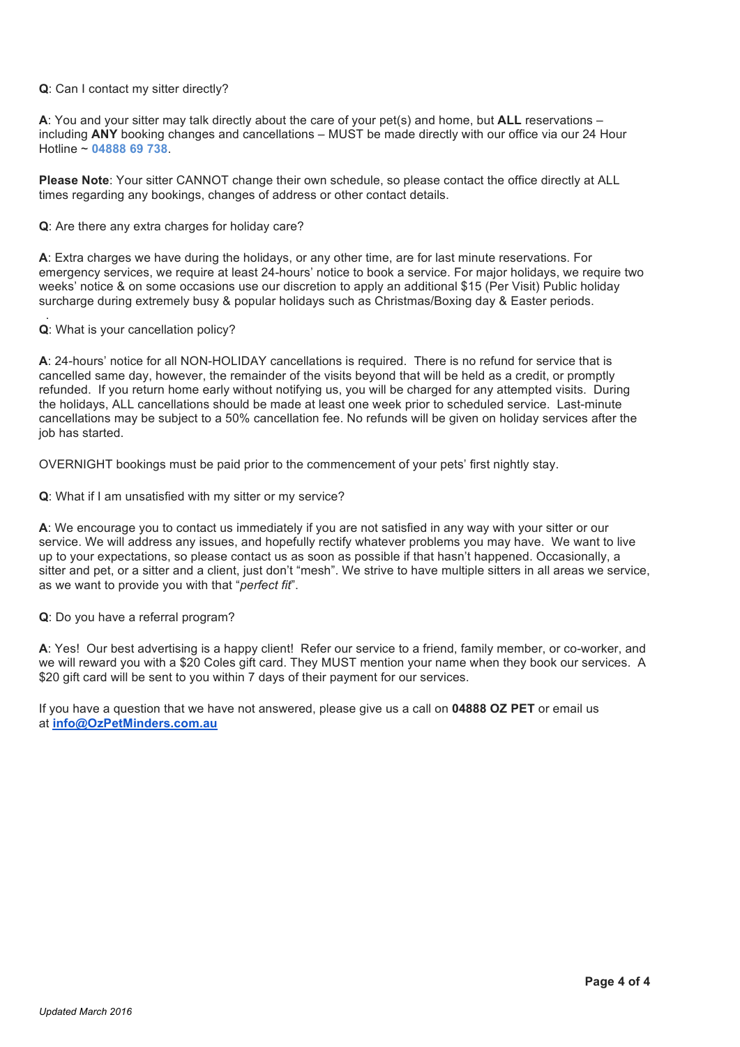**Q**: Can I contact my sitter directly?

**A**: You and your sitter may talk directly about the care of your pet(s) and home, but **ALL** reservations – including **ANY** booking changes and cancellations – MUST be made directly with our office via our 24 Hour Hotline ~ **04888 69 738**.

**Please Note**: Your sitter CANNOT change their own schedule, so please contact the office directly at ALL times regarding any bookings, changes of address or other contact details.

**Q**: Are there any extra charges for holiday care?

**A**: Extra charges we have during the holidays, or any other time, are for last minute reservations. For emergency services, we require at least 24-hours' notice to book a service. For major holidays, we require two weeks' notice & on some occasions use our discretion to apply an additional $15 (Per Visit) Public holiday surcharge during extremely busy & popular holidays such as Christmas/Boxing day & Easter periods.

**Q**: What is your cancellation policy?

**A**: 24-hours' notice for all NON-HOLIDAY cancellations is required. There is no refund for service that is cancelled same day, however, the remainder of the visits beyond that will be held as a credit, or promptly refunded. If you return home early without notifying us, you will be charged for any attempted visits. During the holidays, ALL cancellations should be made at least one week prior to scheduled service. Last-minute cancellations may be subject to a 50% cancellation fee. No refunds will be given on holiday services after the job has started.

OVERNIGHT bookings must be paid prior to the commencement of your pets' first nightly stay.

**Q**: What if I am unsatisfied with my sitter or my service?

**A**: We encourage you to contact us immediately if you are not satisfied in any way with your sitter or our service. We will address any issues, and hopefully rectify whatever problems you may have. We want to live up to your expectations, so please contact us as soon as possible if that hasn't happened. Occasionally, a sitter and pet, or a sitter and a client, just don't "mesh". We strive to have multiple sitters in all areas we service, as we want to provide you with that "*perfect fit*".

**Q**: Do you have a referral program?

**A**: Yes! Our best advertising is a happy client! Refer our service to a friend, family member, or co-worker, and we will reward you with a $20 Coles gift card. They MUST mention your name when they book our services. A $20 gift card will be sent to you within 7 days of their payment for our services.

If you have a question that we have not answered, please give us a call on **04888 OZ PET** or email us at **info@OzPetMinders.com.au**

*Updated March 2016*